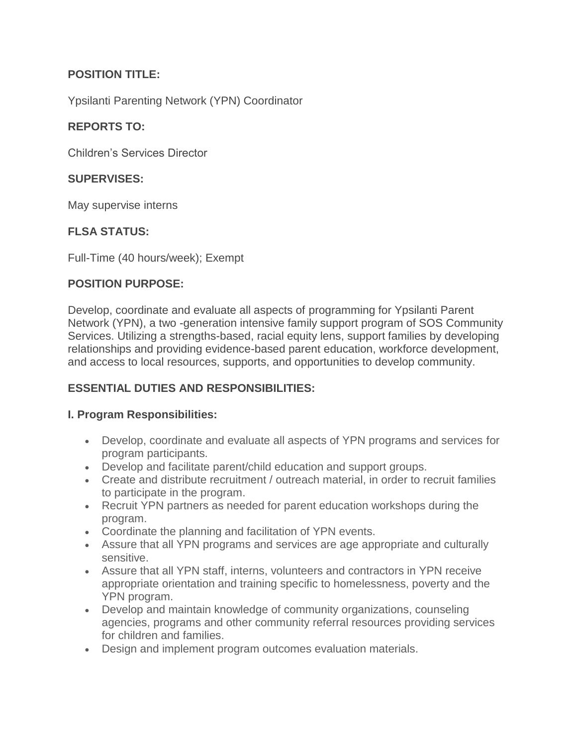**POSITION TITLE:**

Ypsilanti Parenting Network (YPN) Coordinator

**REPORTS TO:**

Children's Services Director

**SUPERVISES:**

May supervise interns

**FLSA STATUS:**

Full-Time (40 hours/week); Exempt

**POSITION PURPOSE:**

Develop, coordinate and evaluate all aspects of programming for Ypsilanti Parent Network (YPN), a two -generation intensive family support program of SOS Community Services. Utilizing a strengths-based, racial equity lens, support families by developing relationships and providing evidence-based parent education, workforce development, and access to local resources, supports, and opportunities to develop community.

**ESSENTIAL DUTIES AND RESPONSIBILITIES:**

**I. Program Responsibilities:**

- Develop, coordinate and evaluate all aspects of YPN programs and services for program participants.
- Develop and facilitate parent/child education and support groups.
- Create and distribute recruitment / outreach material, in order to recruit families to participate in the program.
- Recruit YPN partners as needed for parent education workshops during the program.
- Coordinate the planning and facilitation of YPN events.
- Assure that all YPN programs and services are age appropriate and culturally sensitive.
- Assure that all YPN staff, interns, volunteers and contractors in YPN receive appropriate orientation and training specific to homelessness, poverty and the YPN program.
- Develop and maintain knowledge of community organizations, counseling agencies, programs and other community referral resources providing services for children and families.
- Design and implement program outcomes evaluation materials.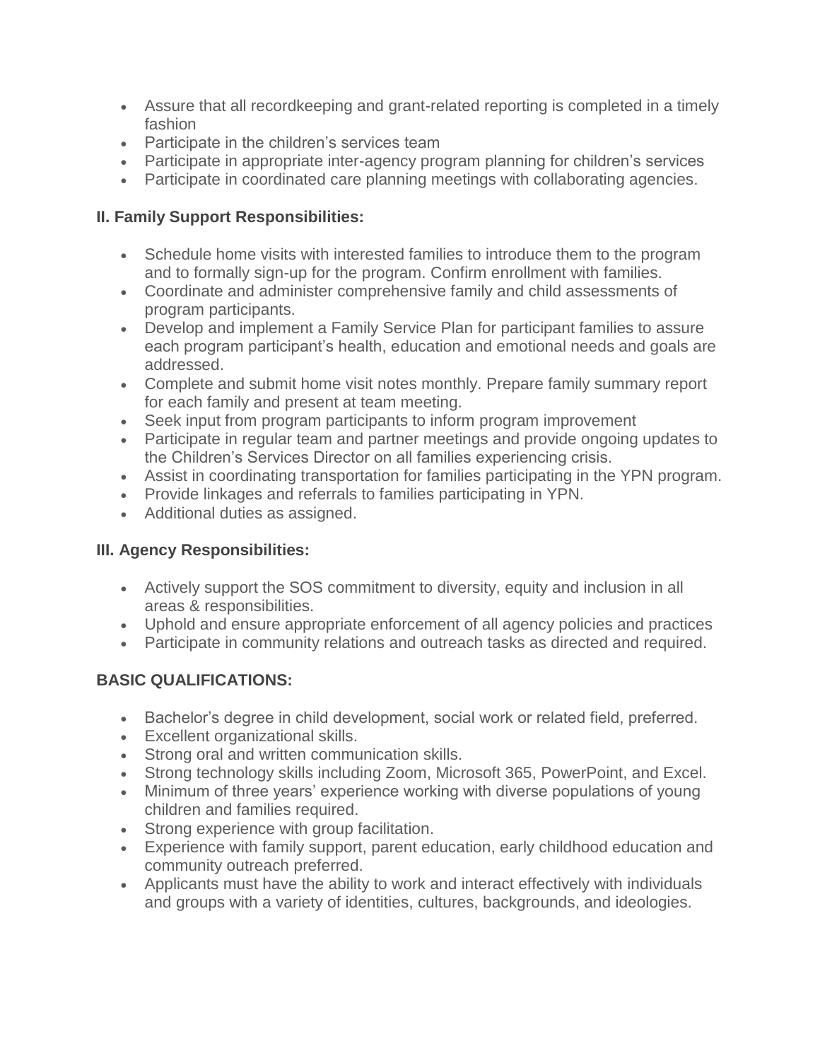- Assure that all recordkeeping and grant-related reporting is completed in a timely fashion
- Participate in the children's services team
- Participate in appropriate inter-agency program planning for children's services
- Participate in coordinated care planning meetings with collaborating agencies.

**II. Family Support Responsibilities:**

- Schedule home visits with interested families to introduce them to the program and to formally sign-up for the program. Confirm enrollment with families.
- Coordinate and administer comprehensive family and child assessments of program participants.
- Develop and implement a Family Service Plan for participant families to assure each program participant's health, education and emotional needs and goals are addressed.
- Complete and submit home visit notes monthly. Prepare family summary report for each family and present at team meeting.
- Seek input from program participants to inform program improvement
- Participate in regular team and partner meetings and provide ongoing updates to the Children's Services Director on all families experiencing crisis.
- Assist in coordinating transportation for families participating in the YPN program.
- Provide linkages and referrals to families participating in YPN.
- Additional duties as assigned.

**III. Agency Responsibilities:**

- Actively support the SOS commitment to diversity, equity and inclusion in all areas & responsibilities.
- Uphold and ensure appropriate enforcement of all agency policies and practices
- Participate in community relations and outreach tasks as directed and required.

**BASIC QUALIFICATIONS:**

- Bachelor's degree in child development, social work or related field, preferred.
- Excellent organizational skills.
- Strong oral and written communication skills.
- Strong technology skills including Zoom, Microsoft 365, PowerPoint, and Excel.
- Minimum of three years' experience working with diverse populations of young children and families required.
- Strong experience with group facilitation.
- Experience with family support, parent education, early childhood education and community outreach preferred.
- Applicants must have the ability to work and interact effectively with individuals and groups with a variety of identities, cultures, backgrounds, and ideologies.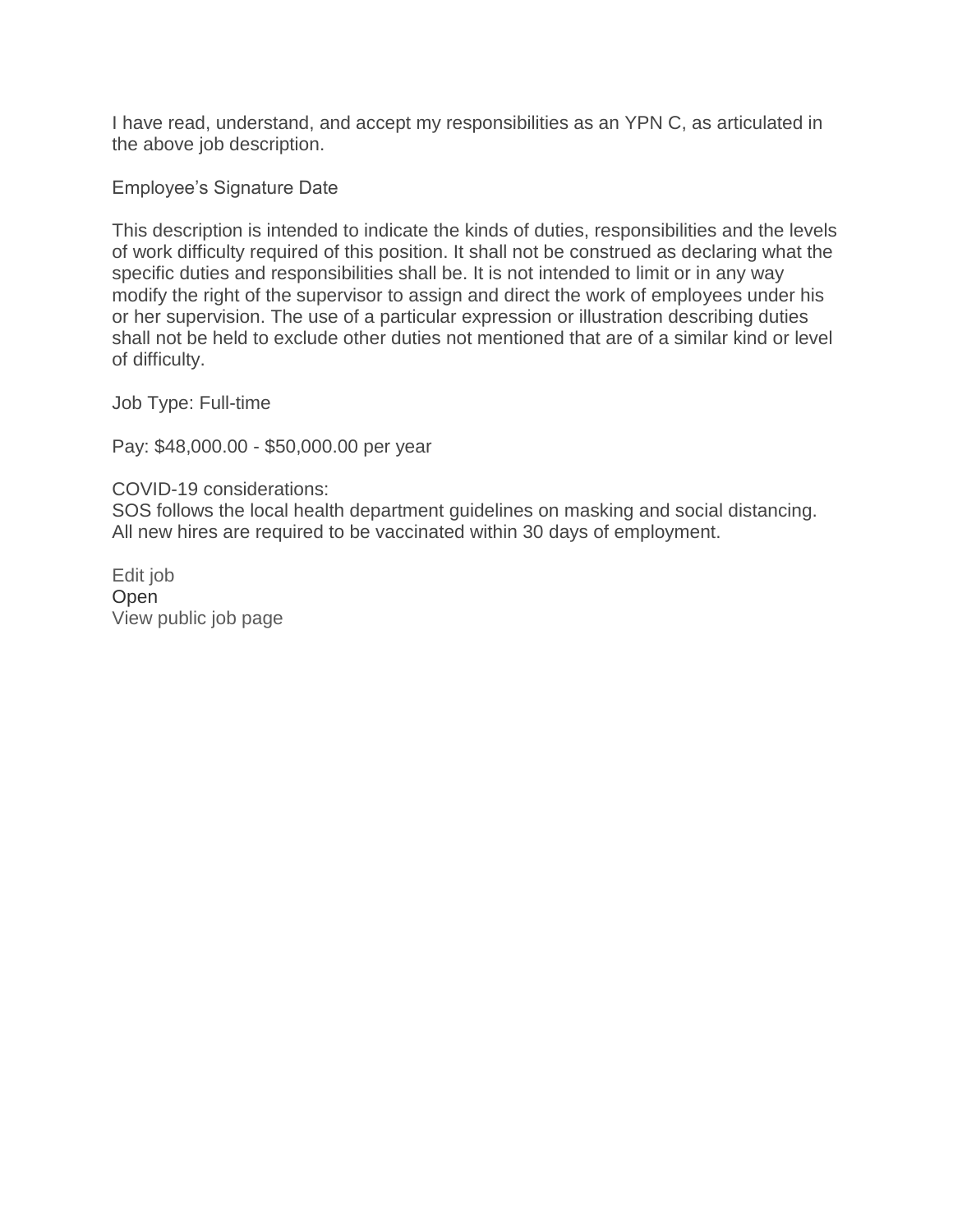I have read, understand, and accept my responsibilities as an YPN C, as articulated in the above job description.

Employee's Signature Date

This description is intended to indicate the kinds of duties, responsibilities and the levels of work difficulty required of this position. It shall not be construed as declaring what the specific duties and responsibilities shall be. It is not intended to limit or in any way modify the right of the supervisor to assign and direct the work of employees under his or her supervision. The use of a particular expression or illustration describing duties shall not be held to exclude other duties not mentioned that are of a similar kind or level of difficulty.

Job Type: Full-time

Pay: $48,000.00 - $50,000.00 per year

COVID-19 considerations:
SOS follows the local health department guidelines on masking and social distancing. All new hires are required to be vaccinated within 30 days of employment.

Edit job
Open
View public job page